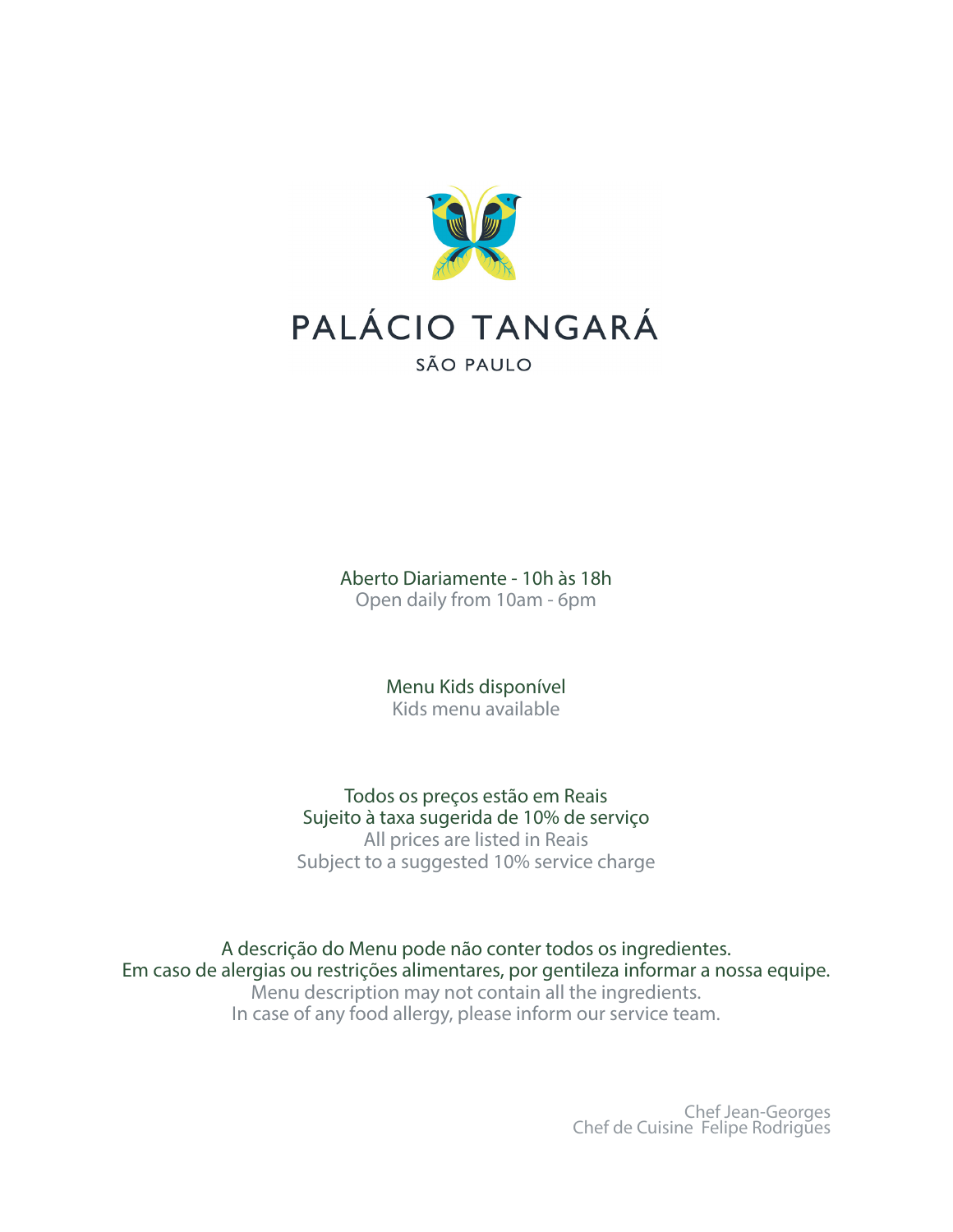# PALÁCIO TANGARÁ

SÃO PAULO

Aberto Diariamente - 10h às 18h
Open daily from 10am - 6pm

Menu Kids disponível
Kids menu available

Todos os preços estão em Reais
Sujeito à taxa sugerida de 10% de serviço
All prices are listed in Reais
Subject to a suggested 10% service charge

A descrição do Menu pode não conter todos os ingredientes.
Em caso de alergias ou restrições alimentares, por gentileza informar a nossa equipe.
Menu description may not contain all the ingredients.
In case of any food allergy, please inform our service team.

Chef Jean-Georges
Chef de Cuisine Felipe Rodrigues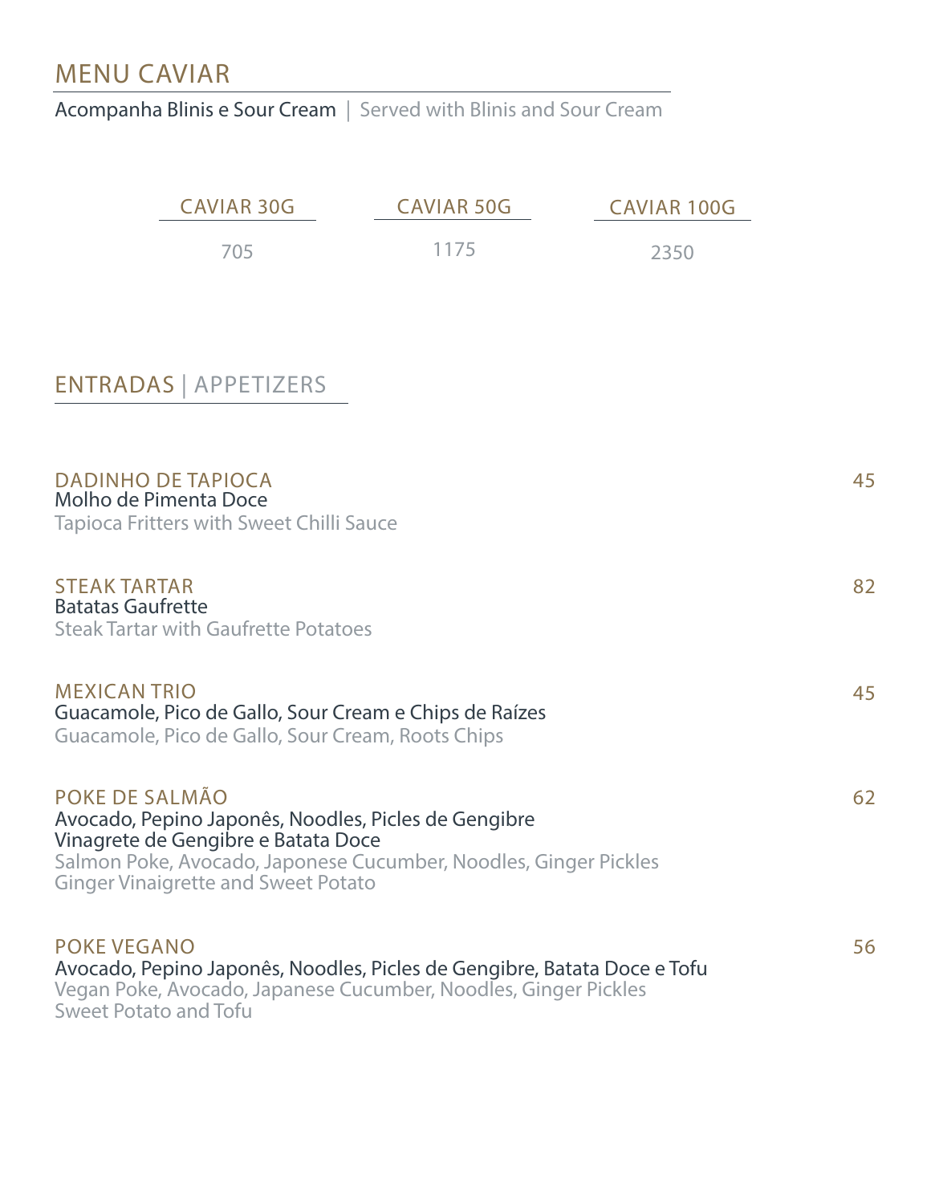## MENU CAVIAR

Acompanha Blinis e Sour Cream | Served with Blinis and Sour Cream

| CAVIAR 30G | CAVIAR 50G | CAVIAR 100G |
|---|---|---|
| 705 | 1175 | 2350 |

## ENTRADAS | APPETIZERS

**DADINHO DE TAPIOCA** — 45
Molho de Pimenta Doce
Tapioca Fritters with Sweet Chilli Sauce

**STEAK TARTAR** — 82
Batatas Gaufrette
Steak Tartar with Gaufrette Potatoes

**MEXICAN TRIO** — 45
Guacamole, Pico de Gallo, Sour Cream e Chips de Raízes
Guacamole, Pico de Gallo, Sour Cream, Roots Chips

**POKE DE SALMÃO** — 62
Avocado, Pepino Japonês, Noodles, Picles de Gengibre
Vinagrete de Gengibre e Batata Doce
Salmon Poke, Avocado, Japonese Cucumber, Noodles, Ginger Pickles
Ginger Vinaigrette and Sweet Potato

**POKE VEGANO** — 56
Avocado, Pepino Japonês, Noodles, Picles de Gengibre, Batata Doce e Tofu
Vegan Poke, Avocado, Japanese Cucumber, Noodles, Ginger Pickles
Sweet Potato and Tofu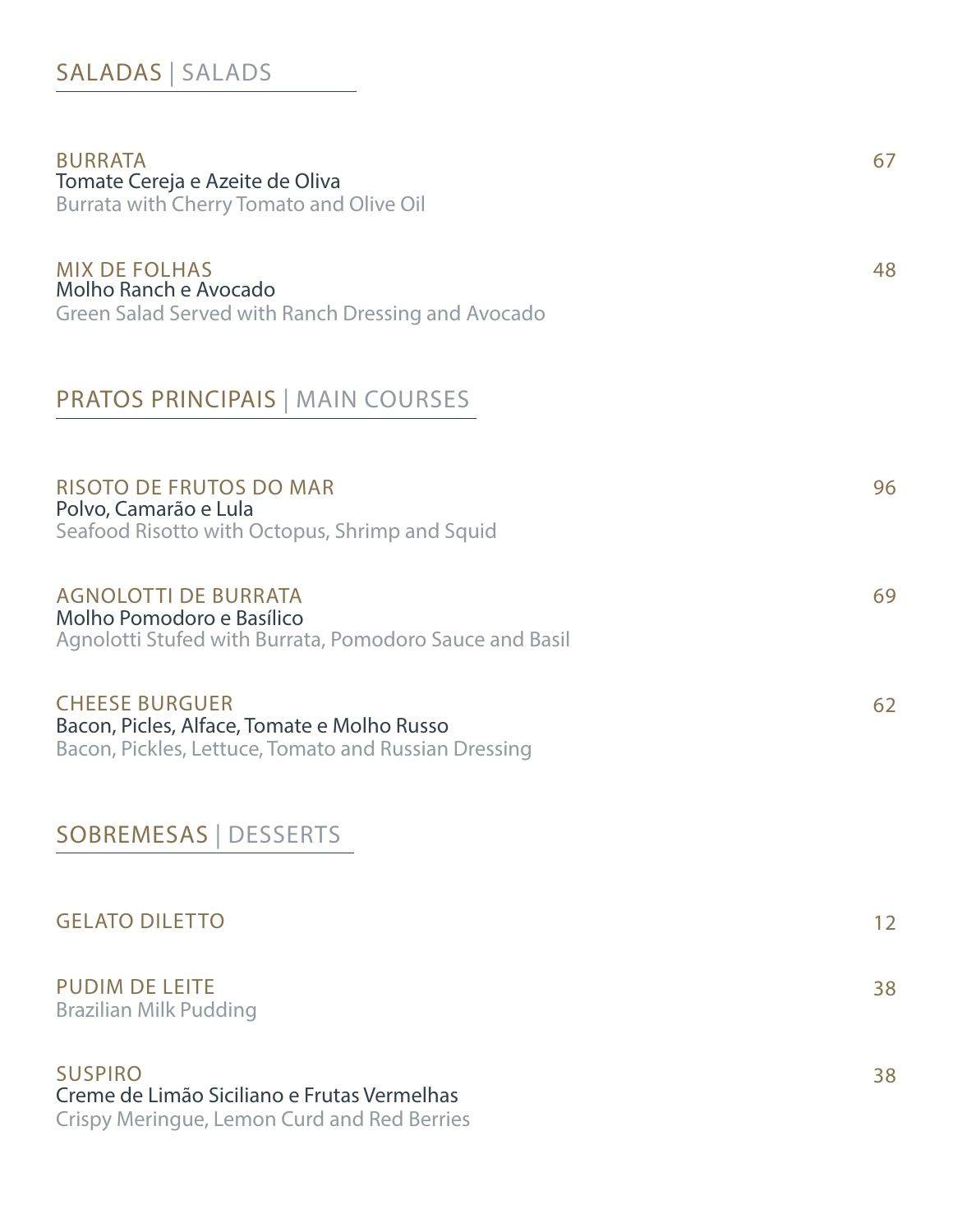## SALADAS | SALADS

**BURRATA** — 67
Tomate Cereja e Azeite de Oliva
Burrata with Cherry Tomato and Olive Oil

**MIX DE FOLHAS** — 48
Molho Ranch e Avocado
Green Salad Served with Ranch Dressing and Avocado

## PRATOS PRINCIPAIS | MAIN COURSES

**RISOTO DE FRUTOS DO MAR** — 96
Polvo, Camarão e Lula
Seafood Risotto with Octopus, Shrimp and Squid

**AGNOLOTTI DE BURRATA** — 69
Molho Pomodoro e Basílico
Agnolotti Stufed with Burrata, Pomodoro Sauce and Basil

**CHEESE BURGUER** — 62
Bacon, Picles, Alface, Tomate e Molho Russo
Bacon, Pickles, Lettuce, Tomato and Russian Dressing

## SOBREMESAS | DESSERTS

**GELATO DILETTO** — 12

**PUDIM DE LEITE** — 38
Brazilian Milk Pudding

**SUSPIRO** — 38
Creme de Limão Siciliano e Frutas Vermelhas
Crispy Meringue, Lemon Curd and Red Berries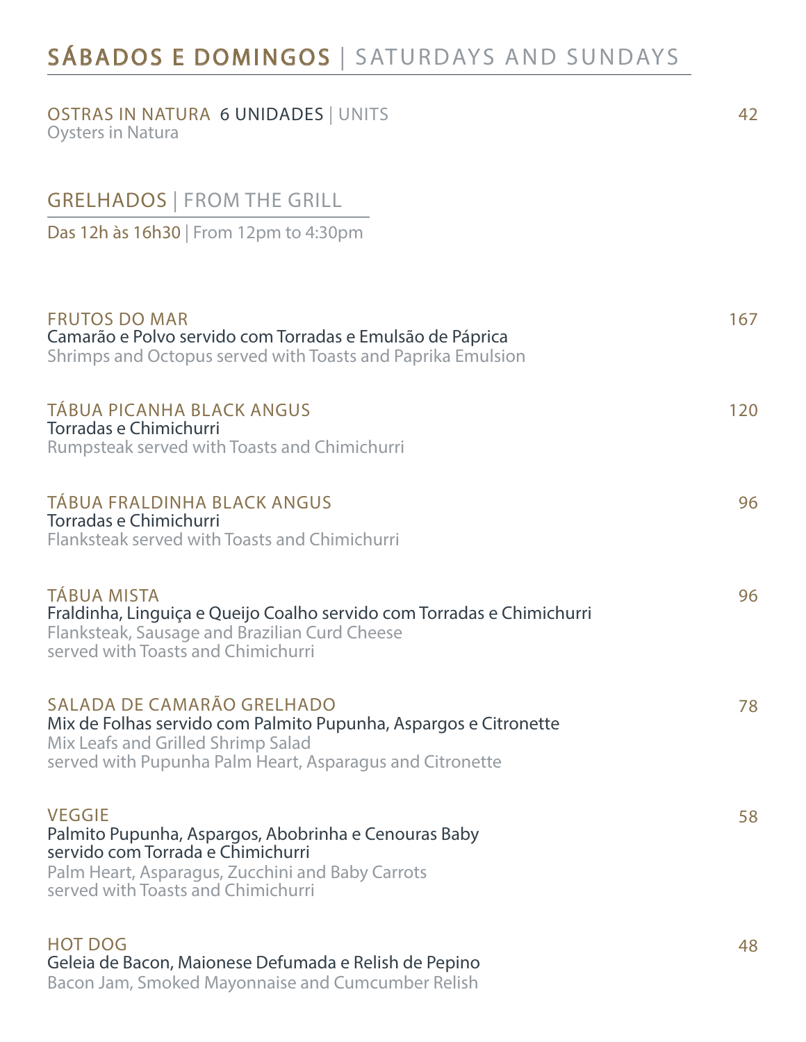# SÁBADOS E DOMINGOS | SATURDAYS AND SUNDAYS

**OSTRAS IN NATURA** 6 UNIDADES | UNITS — 42
Oysters in Natura

## GRELHADOS | FROM THE GRILL

Das 12h às 16h30 | From 12pm to 4:30pm

**FRUTOS DO MAR** — 167
Camarão e Polvo servido com Torradas e Emulsão de Páprica
Shrimps and Octopus served with Toasts and Paprika Emulsion

**TÁBUA PICANHA BLACK ANGUS** — 120
Torradas e Chimichurri
Rumpsteak served with Toasts and Chimichurri

**TÁBUA FRALDINHA BLACK ANGUS** — 96
Torradas e Chimichurri
Flanksteak served with Toasts and Chimichurri

**TÁBUA MISTA** — 96
Fraldinha, Linguiça e Queijo Coalho servido com Torradas e Chimichurri
Flanksteak, Sausage and Brazilian Curd Cheese
served with Toasts and Chimichurri

**SALADA DE CAMARÃO GRELHADO** — 78
Mix de Folhas servido com Palmito Pupunha, Aspargos e Citronette
Mix Leafs and Grilled Shrimp Salad
served with Pupunha Palm Heart, Asparagus and Citronette

**VEGGIE** — 58
Palmito Pupunha, Aspargos, Abobrinha e Cenouras Baby
servido com Torrada e Chimichurri
Palm Heart, Asparagus, Zucchini and Baby Carrots
served with Toasts and Chimichurri

**HOT DOG** — 48
Geleia de Bacon, Maionese Defumada e Relish de Pepino
Bacon Jam, Smoked Mayonnaise and Cumcumber Relish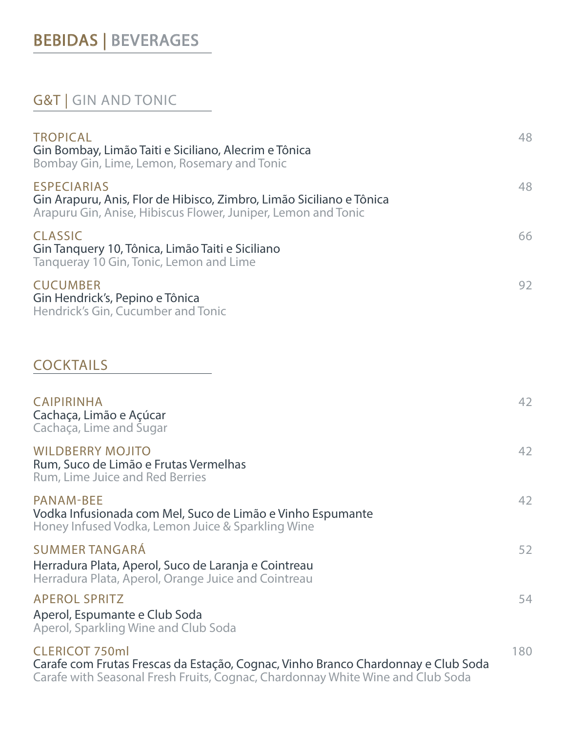# BEBIDAS | BEVERAGES

## G&T | GIN AND TONIC

**TROPICAL** — 48
Gin Bombay, Limão Taiti e Siciliano, Alecrim e Tônica
Bombay Gin, Lime, Lemon, Rosemary and Tonic

**ESPECIARIAS** — 48
Gin Arapuru, Anis, Flor de Hibisco, Zimbro, Limão Siciliano e Tônica
Arapuru Gin, Anise, Hibiscus Flower, Juniper, Lemon and Tonic

**CLASSIC** — 66
Gin Tanquery 10, Tônica, Limão Taiti e Siciliano
Tanqueray 10 Gin, Tonic, Lemon and Lime

**CUCUMBER** — 92
Gin Hendrick's, Pepino e Tônica
Hendrick's Gin, Cucumber and Tonic

## COCKTAILS

**CAIPIRINHA** — 42
Cachaça, Limão e Açúcar
Cachaça, Lime and Sugar

**WILDBERRY MOJITO** — 42
Rum, Suco de Limão e Frutas Vermelhas
Rum, Lime Juice and Red Berries

**PANAM-BEE** — 42
Vodka Infusionada com Mel, Suco de Limão e Vinho Espumante
Honey Infused Vodka, Lemon Juice & Sparkling Wine

**SUMMER TANGARÁ** — 52
Herradura Plata, Aperol, Suco de Laranja e Cointreau
Herradura Plata, Aperol, Orange Juice and Cointreau

**APEROL SPRITZ** — 54
Aperol, Espumante e Club Soda
Aperol, Sparkling Wine and Club Soda

**CLERICOT 750ml** — 180
Carafe com Frutas Frescas da Estação, Cognac, Vinho Branco Chardonnay e Club Soda
Carafe with Seasonal Fresh Fruits, Cognac, Chardonnay White Wine and Club Soda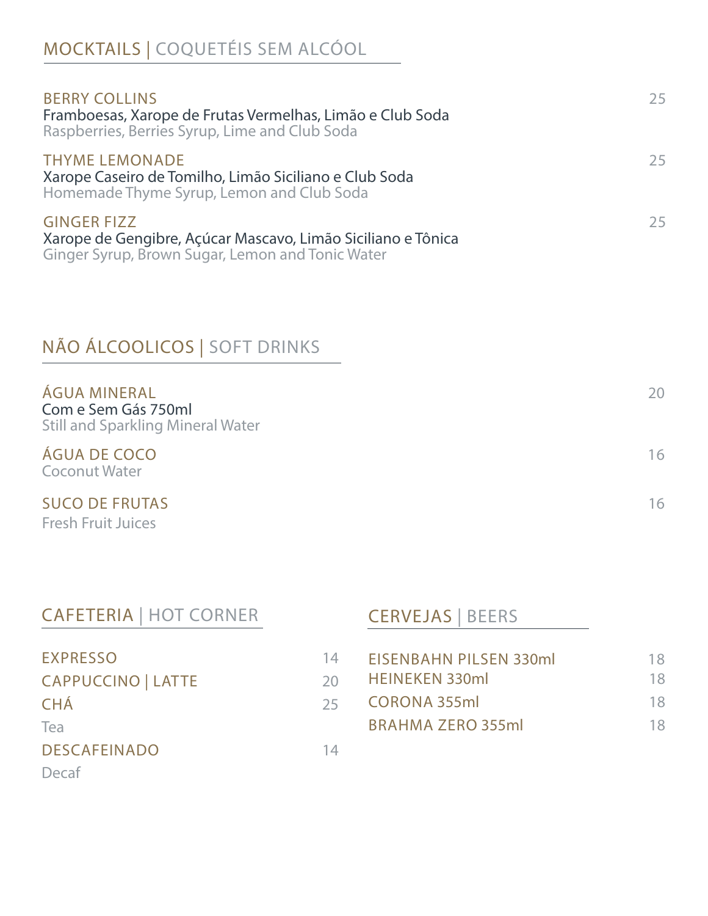## MOCKTAILS | COQUETÉIS SEM ALCÓOL

**BERRY COLLINS** — 25
Framboesas, Xarope de Frutas Vermelhas, Limão e Club Soda
Raspberries, Berries Syrup, Lime and Club Soda

**THYME LEMONADE** — 25
Xarope Caseiro de Tomilho, Limão Siciliano e Club Soda
Homemade Thyme Syrup, Lemon and Club Soda

**GINGER FIZZ** — 25
Xarope de Gengibre, Açúcar Mascavo, Limão Siciliano e Tônica
Ginger Syrup, Brown Sugar, Lemon and Tonic Water

## NÃO ÁLCOOLICOS | SOFT DRINKS

**ÁGUA MINERAL** — 20
Com e Sem Gás 750ml
Still and Sparkling Mineral Water

**ÁGUA DE COCO** — 16
Coconut Water

**SUCO DE FRUTAS** — 16
Fresh Fruit Juices

## CAFETERIA | HOT CORNER

| Item | Preço |
| --- | --- |
| EXPRESSO | 14 |
| CAPPUCCINO \| LATTE | 20 |
| CHÁ<br>Tea | 25 |
| DESCAFEINADO<br>Decaf | 14 |

## CERVEJAS | BEERS

| Item | Preço |
| --- | --- |
| EISENBAHN PILSEN 330ml | 18 |
| HEINEKEN 330ml | 18 |
| CORONA 355ml | 18 |
| BRAHMA ZERO 355ml | 18 |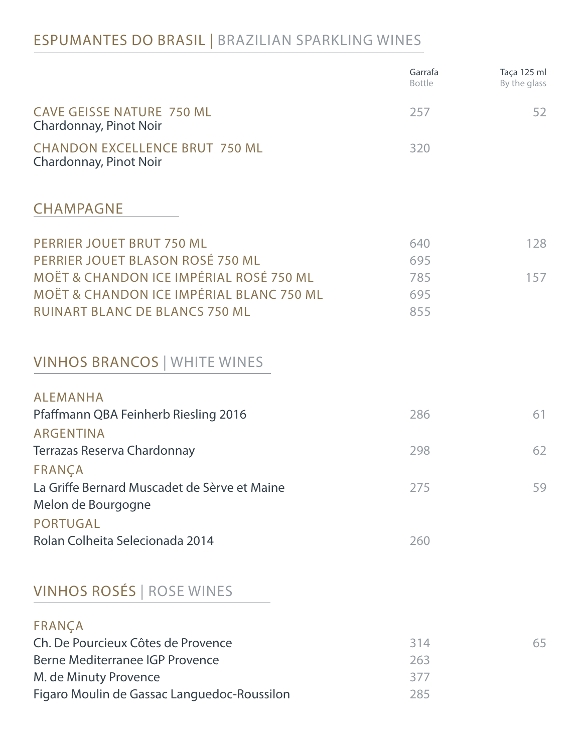## ESPUMANTES DO BRASIL | BRAZILIAN SPARKLING WINES

| | Garrafa<br>Bottle | Taça 125 ml<br>By the glass |
|---|---|---|
| CAVE GEISSE NATURE 750 ML<br>Chardonnay, Pinot Noir | 257 | 52 |
| CHANDON EXCELLENCE BRUT 750 ML<br>Chardonnay, Pinot Noir | 320 | |

## CHAMPAGNE

| | Garrafa<br>Bottle | Taça 125 ml<br>By the glass |
|---|---|---|
| PERRIER JOUET BRUT 750 ML | 640 | 128 |
| PERRIER JOUET BLASON ROSÉ 750 ML | 695 | |
| MOËT & CHANDON ICE IMPÉRIAL ROSÉ 750 ML | 785 | 157 |
| MOËT & CHANDON ICE IMPÉRIAL BLANC 750 ML | 695 | |
| RUINART BLANC DE BLANCS 750 ML | 855 | |

## VINHOS BRANCOS | WHITE WINES

| | Garrafa<br>Bottle | Taça 125 ml<br>By the glass |
|---|---|---|
| **ALEMANHA** | | |
| Pfaffmann QBA Feinherb Riesling 2016 | 286 | 61 |
| **ARGENTINA** | | |
| Terrazas Reserva Chardonnay | 298 | 62 |
| **FRANÇA** | | |
| La Griffe Bernard Muscadet de Sèrve et Maine<br>Melon de Bourgogne | 275 | 59 |
| **PORTUGAL** | | |
| Rolan Colheita Selecionada 2014 | 260 | |

## VINHOS ROSÉS | ROSE WINES

| | Garrafa<br>Bottle | Taça 125 ml<br>By the glass |
|---|---|---|
| **FRANÇA** | | |
| Ch. De Pourcieux Côtes de Provence | 314 | 65 |
| Berne Mediterranee IGP Provence | 263 | |
| M. de Minuty Provence | 377 | |
| Figaro Moulin de Gassac Languedoc-Roussilon | 285 | |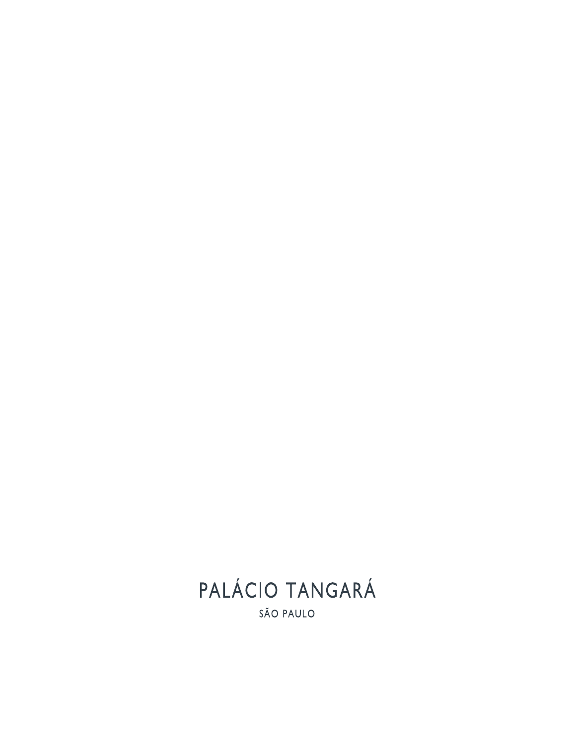PALÁCIO TANGARÁ

SÃO PAULO